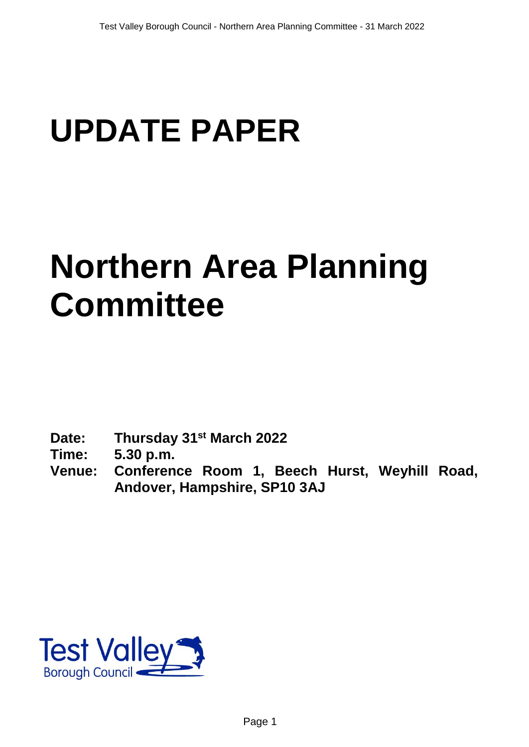# UPDATE PAPER

# Northern Area Planning Committee

**Date:** **Thursday 31st March 2022**
**Time:** **5.30 p.m.**
**Venue:** **Conference Room 1, Beech Hurst, Weyhill Road, Andover, Hampshire, SP10 3AJ**

Test Valley Borough Council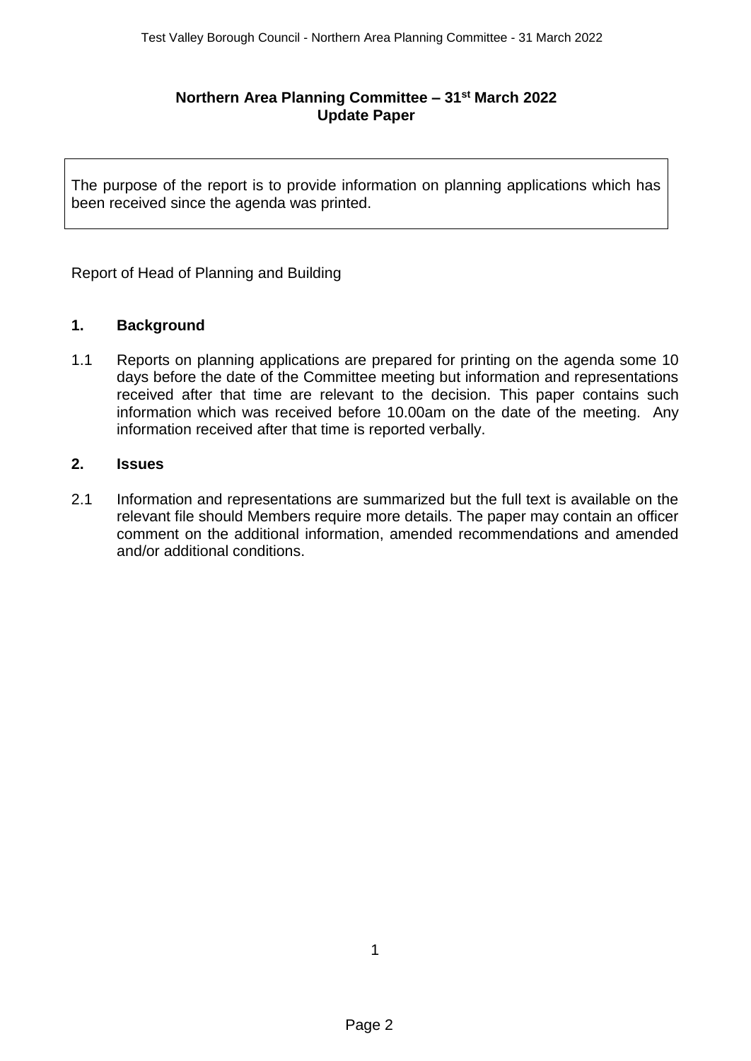**Northern Area Planning Committee – 31st March 2022**
**Update Paper**

The purpose of the report is to provide information on planning applications which has been received since the agenda was printed.

Report of Head of Planning and Building

## 1. Background

1.1 Reports on planning applications are prepared for printing on the agenda some 10 days before the date of the Committee meeting but information and representations received after that time are relevant to the decision. This paper contains such information which was received before 10.00am on the date of the meeting. Any information received after that time is reported verbally.

## 2. Issues

2.1 Information and representations are summarized but the full text is available on the relevant file should Members require more details. The paper may contain an officer comment on the additional information, amended recommendations and amended and/or additional conditions.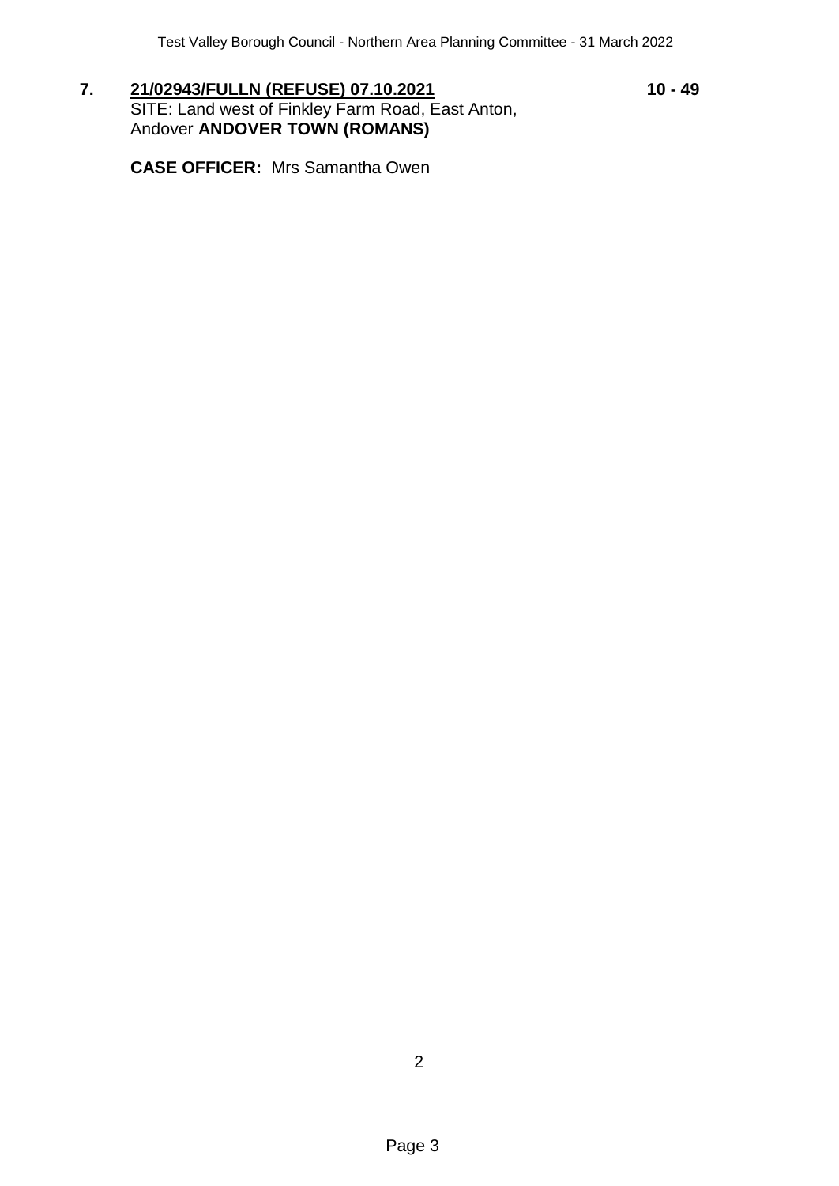**7. <u>21/02943/FULLN (REFUSE) 07.10.2021</u>** **10 - 49**

SITE: Land west of Finkley Farm Road, East Anton, Andover **ANDOVER TOWN (ROMANS)**

**CASE OFFICER:** Mrs Samantha Owen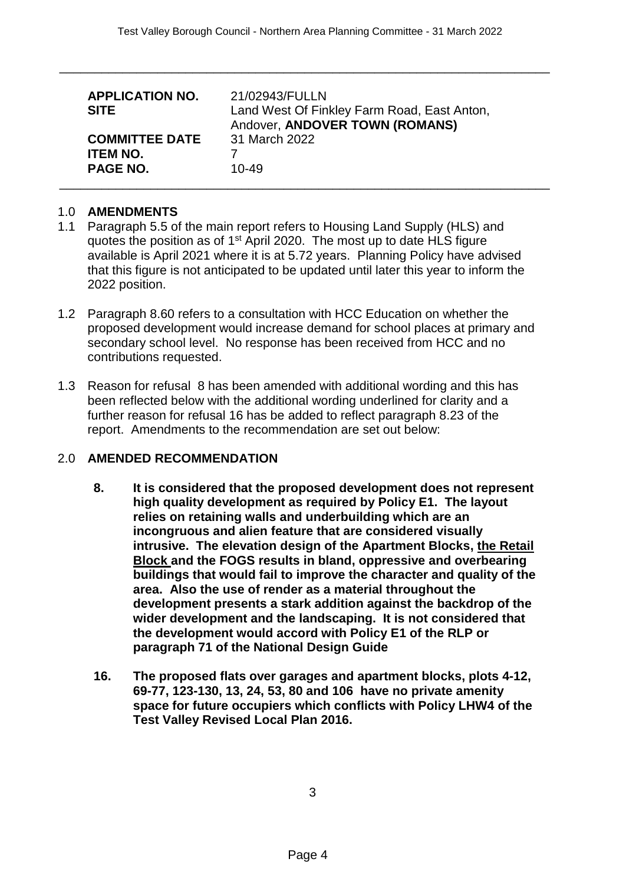| | |
|---|---|
| **APPLICATION NO.** | 21/02943/FULLN |
| **SITE** | Land West Of Finkley Farm Road, East Anton, Andover, **ANDOVER TOWN (ROMANS)** |
| **COMMITTEE DATE** | 31 March 2022 |
| **ITEM NO.** | 7 |
| **PAGE NO.** | 10-49 |

## 1.0 AMENDMENTS

1.1 Paragraph 5.5 of the main report refers to Housing Land Supply (HLS) and quotes the position as of 1st April 2020. The most up to date HLS figure available is April 2021 where it is at 5.72 years. Planning Policy have advised that this figure is not anticipated to be updated until later this year to inform the 2022 position.

1.2 Paragraph 8.60 refers to a consultation with HCC Education on whether the proposed development would increase demand for school places at primary and secondary school level. No response has been received from HCC and no contributions requested.

1.3 Reason for refusal 8 has been amended with additional wording and this has been reflected below with the additional wording underlined for clarity and a further reason for refusal 16 has be added to reflect paragraph 8.23 of the report. Amendments to the recommendation are set out below:

## 2.0 AMENDED RECOMMENDATION

**8. It is considered that the proposed development does not represent high quality development as required by Policy E1. The layout relies on retaining walls and underbuilding which are an incongruous and alien feature that are considered visually intrusive. The elevation design of the Apartment Blocks, <u>the Retail Block</u> and the FOGS results in bland, oppressive and overbearing buildings that would fail to improve the character and quality of the area. Also the use of render as a material throughout the development presents a stark addition against the backdrop of the wider development and the landscaping. It is not considered that the development would accord with Policy E1 of the RLP or paragraph 71 of the National Design Guide**

**16. The proposed flats over garages and apartment blocks, plots 4-12, 69-77, 123-130, 13, 24, 53, 80 and 106 have no private amenity space for future occupiers which conflicts with Policy LHW4 of the Test Valley Revised Local Plan 2016.**